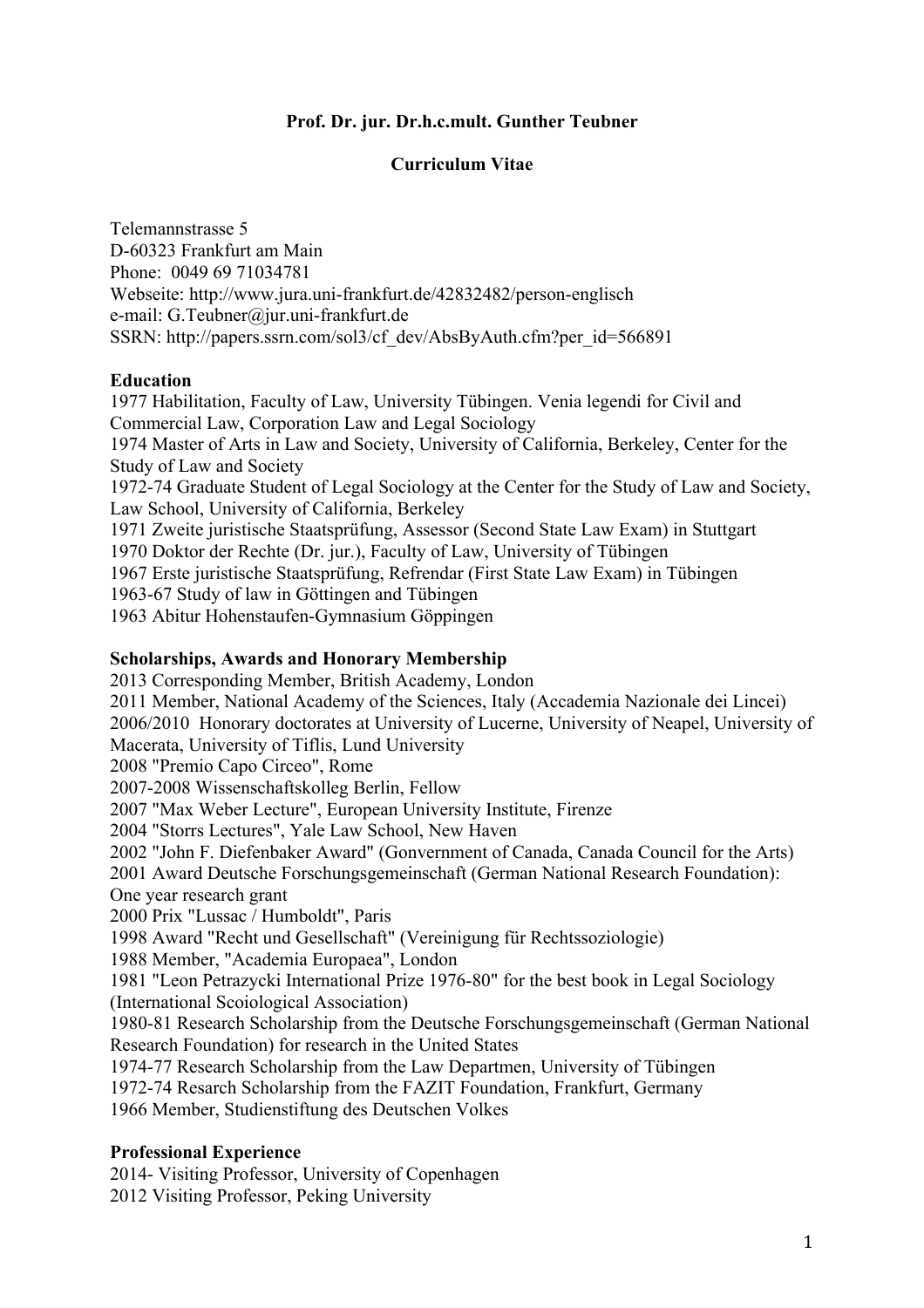**Prof. Dr. jur. Dr.h.c.mult. Gunther Teubner**

**Curriculum Vitae**

Telemannstrasse 5
D-60323 Frankfurt am Main
Phone: 0049 69 71034781
Webseite: http://www.jura.uni-frankfurt.de/42832482/person-englisch
e-mail: G.Teubner@jur.uni-frankfurt.de
SSRN: http://papers.ssrn.com/sol3/cf_dev/AbsByAuth.cfm?per_id=566891

## Education

1977 Habilitation, Faculty of Law, University Tübingen. Venia legendi for Civil and Commercial Law, Corporation Law and Legal Sociology
1974 Master of Arts in Law and Society, University of California, Berkeley, Center for the Study of Law and Society
1972-74 Graduate Student of Legal Sociology at the Center for the Study of Law and Society, Law School, University of California, Berkeley
1971 Zweite juristische Staatsprüfung, Assessor (Second State Law Exam) in Stuttgart
1970 Doktor der Rechte (Dr. jur.), Faculty of Law, University of Tübingen
1967 Erste juristische Staatsprüfung, Refrendar (First State Law Exam) in Tübingen
1963-67 Study of law in Göttingen and Tübingen
1963 Abitur Hohenstaufen-Gymnasium Göppingen

## Scholarships, Awards and Honorary Membership

2013 Corresponding Member, British Academy, London
2011 Member, National Academy of the Sciences, Italy (Accademia Nazionale dei Lincei)
2006/2010 Honorary doctorates at University of Lucerne, University of Neapel, University of Macerata, University of Tiflis, Lund University
2008 "Premio Capo Circeo", Rome
2007-2008 Wissenschaftskolleg Berlin, Fellow
2007 "Max Weber Lecture", European University Institute, Firenze
2004 "Storrs Lectures", Yale Law School, New Haven
2002 "John F. Diefenbaker Award" (Gonvernment of Canada, Canada Council for the Arts)
2001 Award Deutsche Forschungsgemeinschaft (German National Research Foundation): One year research grant
2000 Prix "Lussac / Humboldt", Paris
1998 Award "Recht und Gesellschaft" (Vereinigung für Rechtssoziologie)
1988 Member, "Academia Europaea", London
1981 "Leon Petrazycki International Prize 1976-80" for the best book in Legal Sociology (International Scoiological Association)
1980-81 Research Scholarship from the Deutsche Forschungsgemeinschaft (German National Research Foundation) for research in the United States
1974-77 Research Scholarship from the Law Departmen, University of Tübingen
1972-74 Resarch Scholarship from the FAZIT Foundation, Frankfurt, Germany
1966 Member, Studienstiftung des Deutschen Volkes

## Professional Experience

2014- Visiting Professor, University of Copenhagen
2012 Visiting Professor, Peking University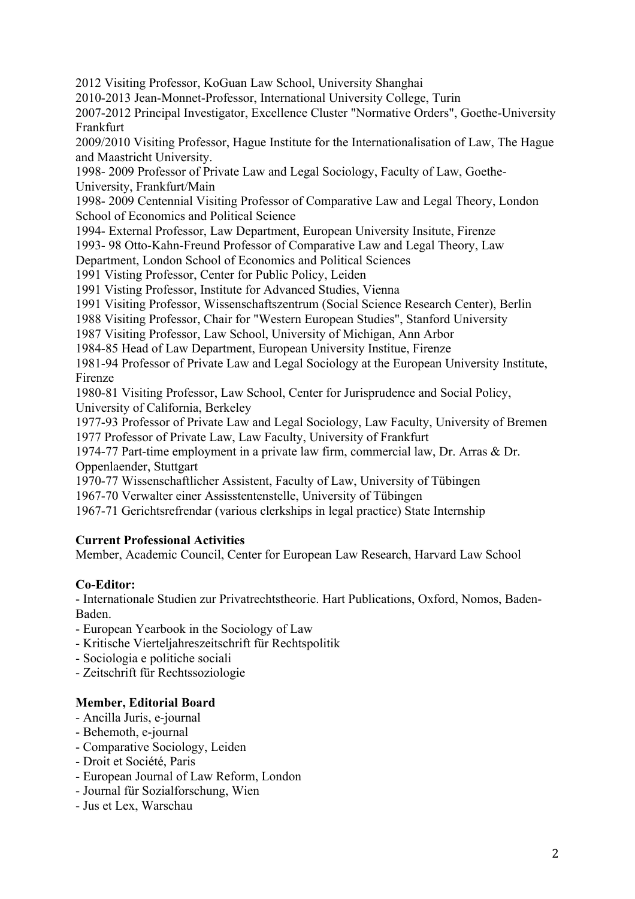2012 Visiting Professor, KoGuan Law School, University Shanghai
2010-2013 Jean-Monnet-Professor, International University College, Turin
2007-2012 Principal Investigator, Excellence Cluster "Normative Orders", Goethe-University Frankfurt
2009/2010 Visiting Professor, Hague Institute for the Internationalisation of Law, The Hague and Maastricht University.
1998- 2009 Professor of Private Law and Legal Sociology, Faculty of Law, Goethe-University, Frankfurt/Main
1998- 2009 Centennial Visiting Professor of Comparative Law and Legal Theory, London School of Economics and Political Science
1994- External Professor, Law Department, European University Insitute, Firenze
1993- 98 Otto-Kahn-Freund Professor of Comparative Law and Legal Theory, Law Department, London School of Economics and Political Sciences
1991 Visting Professor, Center for Public Policy, Leiden
1991 Visting Professor, Institute for Advanced Studies, Vienna
1991 Visiting Professor, Wissenschaftszentrum (Social Science Research Center), Berlin
1988 Visiting Professor, Chair for "Western European Studies", Stanford University
1987 Visiting Professor, Law School, University of Michigan, Ann Arbor
1984-85 Head of Law Department, European University Institue, Firenze
1981-94 Professor of Private Law and Legal Sociology at the European University Institute, Firenze
1980-81 Visiting Professor, Law School, Center for Jurisprudence and Social Policy, University of California, Berkeley
1977-93 Professor of Private Law and Legal Sociology, Law Faculty, University of Bremen
1977 Professor of Private Law, Law Faculty, University of Frankfurt
1974-77 Part-time employment in a private law firm, commercial law, Dr. Arras & Dr. Oppenlaender, Stuttgart
1970-77 Wissenschaftlicher Assistent, Faculty of Law, University of Tübingen
1967-70 Verwalter einer Assisstentenstelle, University of Tübingen
1967-71 Gerichtsrefrendar (various clerkships in legal practice) State Internship

**Current Professional Activities**
Member, Academic Council, Center for European Law Research, Harvard Law School

**Co-Editor:**

- Internationale Studien zur Privatrechtstheorie. Hart Publications, Oxford, Nomos, Baden-Baden.
- European Yearbook in the Sociology of Law
- Kritische Vierteljahreszeitschrift für Rechtspolitik
- Sociologia e politiche sociali
- Zeitschrift für Rechtssoziologie

**Member, Editorial Board**

- Ancilla Juris, e-journal
- Behemoth, e-journal
- Comparative Sociology, Leiden
- Droit et Société, Paris
- European Journal of Law Reform, London
- Journal für Sozialforschung, Wien
- Jus et Lex, Warschau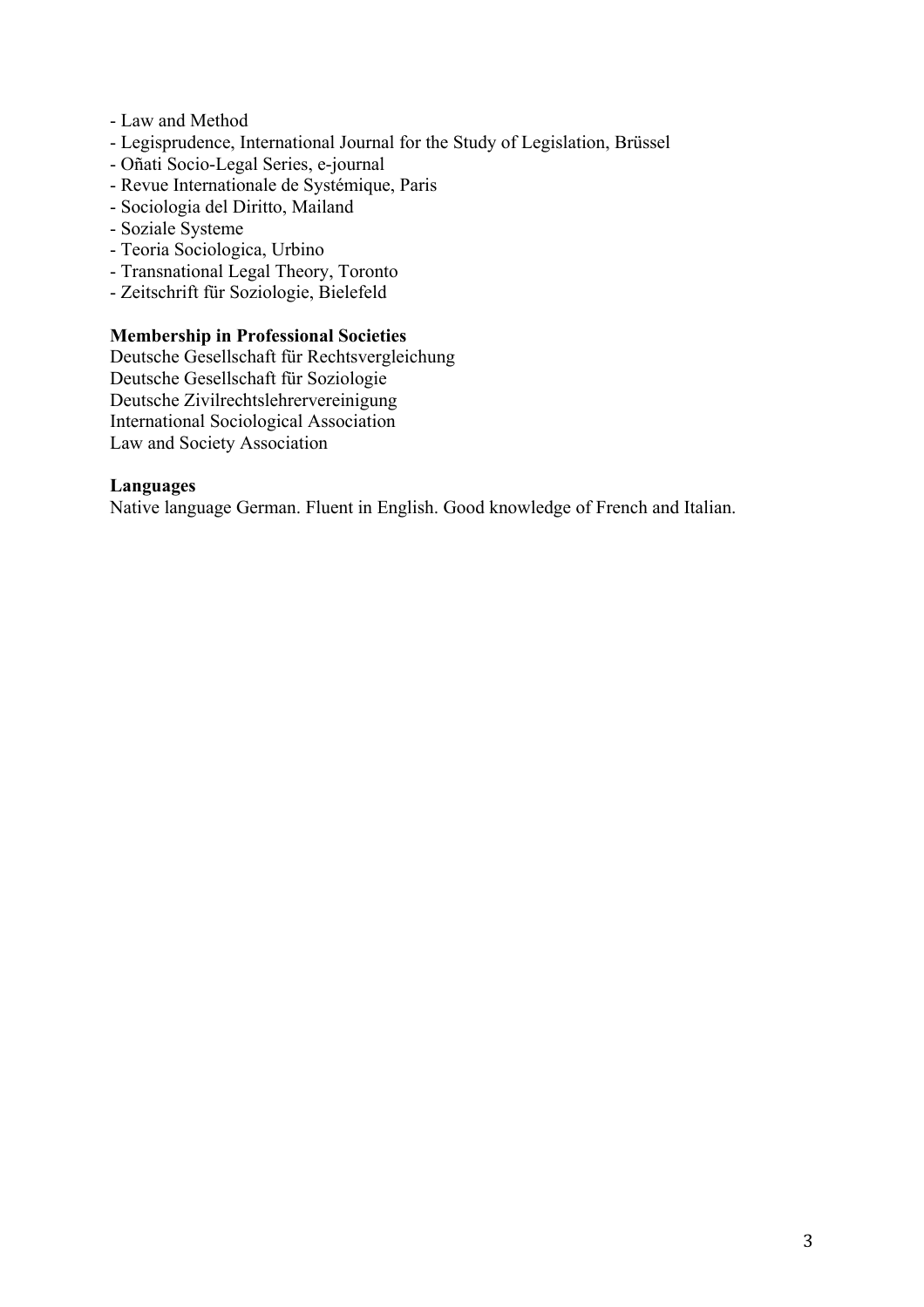- Law and Method
- Legisprudence, International Journal for the Study of Legislation, Brüssel
- Oñati Socio-Legal Series, e-journal
- Revue Internationale de Systémique, Paris
- Sociologia del Diritto, Mailand
- Soziale Systeme
- Teoria Sociologica, Urbino
- Transnational Legal Theory, Toronto
- Zeitschrift für Soziologie, Bielefeld

**Membership in Professional Societies**

Deutsche Gesellschaft für Rechtsvergleichung
Deutsche Gesellschaft für Soziologie
Deutsche Zivilrechtslehrervereinigung
International Sociological Association
Law and Society Association

**Languages**

Native language German. Fluent in English. Good knowledge of French and Italian.